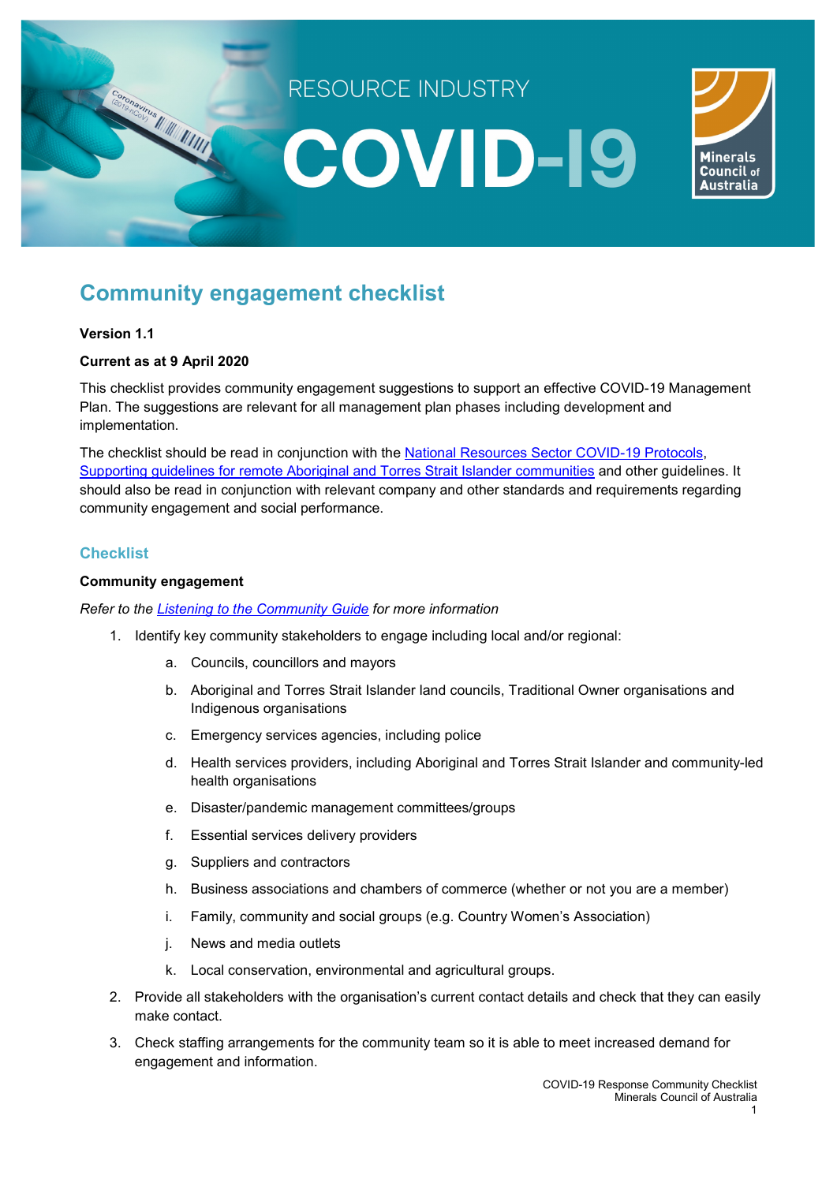RESOURCE INDUSTRY

# COVID-19

# Community engagement checklist

**Version 1.1**

**Current as at 9 April 2020**

This checklist provides community engagement suggestions to support an effective COVID-19 Management Plan. The suggestions are relevant for all management plan phases including development and implementation.

The checklist should be read in conjunction with the National Resources Sector COVID-19 Protocols, Supporting guidelines for remote Aboriginal and Torres Strait Islander communities and other guidelines. It should also be read in conjunction with relevant company and other standards and requirements regarding community engagement and social performance.

## Checklist

### Community engagement

*Refer to the Listening to the Community Guide for more information*

1. Identify key community stakeholders to engage including local and/or regional:
    a. Councils, councillors and mayors
    b. Aboriginal and Torres Strait Islander land councils, Traditional Owner organisations and Indigenous organisations
    c. Emergency services agencies, including police
    d. Health services providers, including Aboriginal and Torres Strait Islander and community-led health organisations
    e. Disaster/pandemic management committees/groups
    f. Essential services delivery providers
    g. Suppliers and contractors
    h. Business associations and chambers of commerce (whether or not you are a member)
    i. Family, community and social groups (e.g. Country Women's Association)
    j. News and media outlets
    k. Local conservation, environmental and agricultural groups.
2. Provide all stakeholders with the organisation's current contact details and check that they can easily make contact.
3. Check staffing arrangements for the community team so it is able to meet increased demand for engagement and information.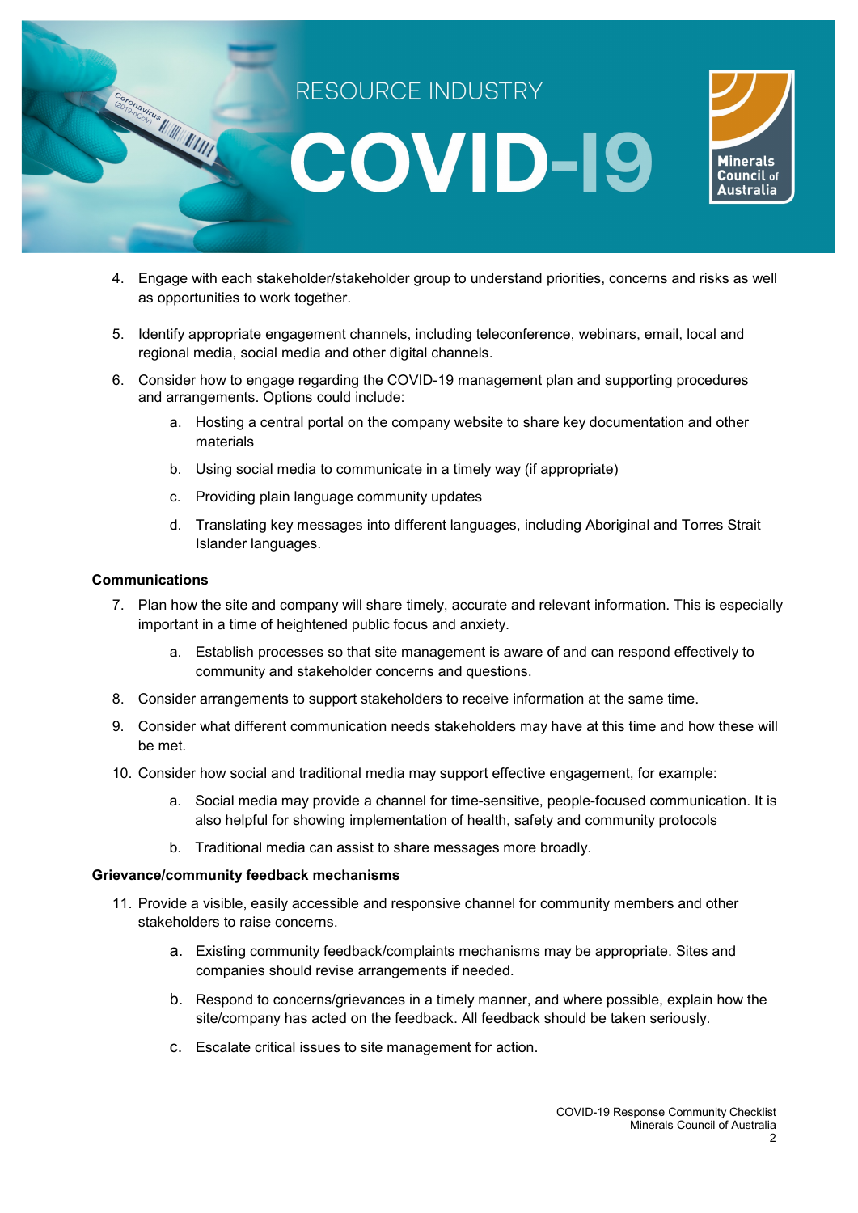4. Engage with each stakeholder/stakeholder group to understand priorities, concerns and risks as well as opportunities to work together.
5. Identify appropriate engagement channels, including teleconference, webinars, email, local and regional media, social media and other digital channels.
6. Consider how to engage regarding the COVID-19 management plan and supporting procedures and arrangements. Options could include:
    a. Hosting a central portal on the company website to share key documentation and other materials
    b. Using social media to communicate in a timely way (if appropriate)
    c. Providing plain language community updates
    d. Translating key messages into different languages, including Aboriginal and Torres Strait Islander languages.

**Communications**

7. Plan how the site and company will share timely, accurate and relevant information. This is especially important in a time of heightened public focus and anxiety.
    a. Establish processes so that site management is aware of and can respond effectively to community and stakeholder concerns and questions.
8. Consider arrangements to support stakeholders to receive information at the same time.
9. Consider what different communication needs stakeholders may have at this time and how these will be met.
10. Consider how social and traditional media may support effective engagement, for example:
    a. Social media may provide a channel for time-sensitive, people-focused communication. It is also helpful for showing implementation of health, safety and community protocols
    b. Traditional media can assist to share messages more broadly.

**Grievance/community feedback mechanisms**

11. Provide a visible, easily accessible and responsive channel for community members and other stakeholders to raise concerns.
    a. Existing community feedback/complaints mechanisms may be appropriate. Sites and companies should revise arrangements if needed.
    b. Respond to concerns/grievances in a timely manner, and where possible, explain how the site/company has acted on the feedback. All feedback should be taken seriously.
    c. Escalate critical issues to site management for action.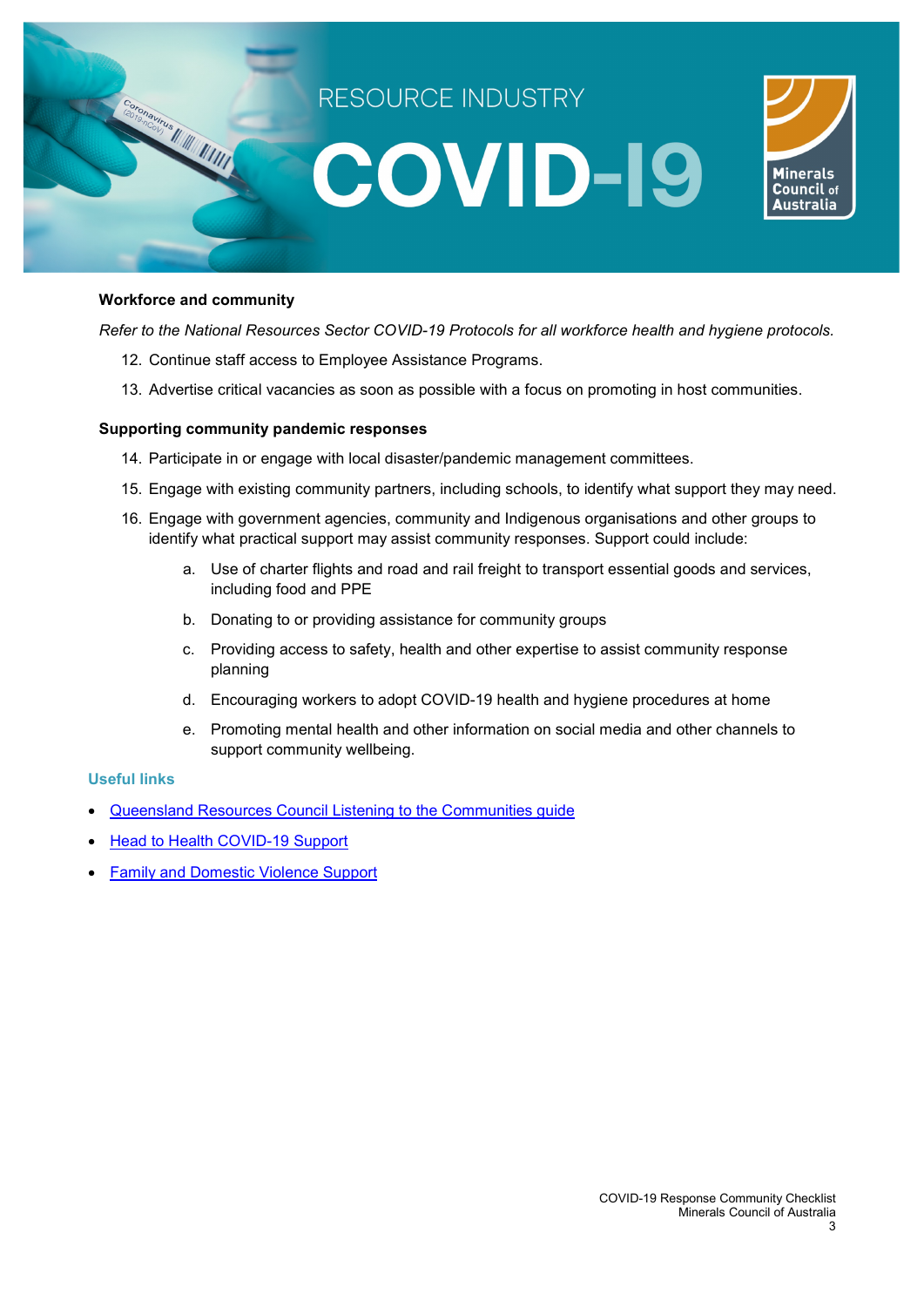**Workforce and community**

*Refer to the National Resources Sector COVID-19 Protocols for all workforce health and hygiene protocols.*

12. Continue staff access to Employee Assistance Programs.
13. Advertise critical vacancies as soon as possible with a focus on promoting in host communities.

**Supporting community pandemic responses**

14. Participate in or engage with local disaster/pandemic management committees.
15. Engage with existing community partners, including schools, to identify what support they may need.
16. Engage with government agencies, community and Indigenous organisations and other groups to identify what practical support may assist community responses. Support could include:
    a. Use of charter flights and road and rail freight to transport essential goods and services, including food and PPE
    b. Donating to or providing assistance for community groups
    c. Providing access to safety, health and other expertise to assist community response planning
    d. Encouraging workers to adopt COVID-19 health and hygiene procedures at home
    e. Promoting mental health and other information on social media and other channels to support community wellbeing.

### Useful links

- Queensland Resources Council Listening to the Communities guide
- Head to Health COVID-19 Support
- Family and Domestic Violence Support